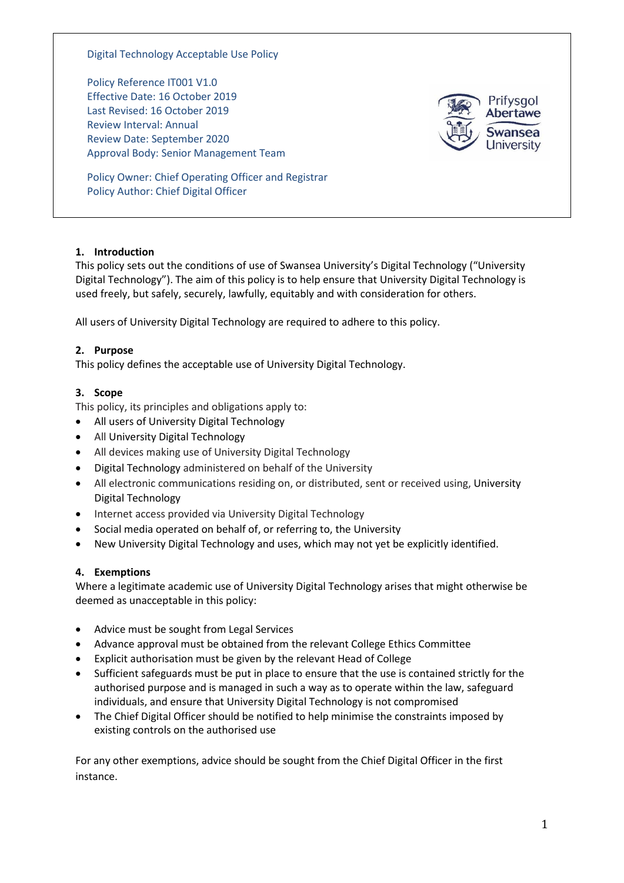Digital Technology Acceptable Use Policy

Policy Reference IT001 V1.0
Effective Date: 16 October 2019
Last Revised: 16 October 2019
Review Interval: Annual
Review Date: September 2020
Approval Body: Senior Management Team

Policy Owner: Chief Operating Officer and Registrar
Policy Author: Chief Digital Officer

## 1. Introduction

This policy sets out the conditions of use of Swansea University's Digital Technology ("University Digital Technology"). The aim of this policy is to help ensure that University Digital Technology is used freely, but safely, securely, lawfully, equitably and with consideration for others.

All users of University Digital Technology are required to adhere to this policy.

## 2. Purpose

This policy defines the acceptable use of University Digital Technology.

## 3. Scope

This policy, its principles and obligations apply to:

- All users of University Digital Technology
- All University Digital Technology
- All devices making use of University Digital Technology
- Digital Technology administered on behalf of the University
- All electronic communications residing on, or distributed, sent or received using, University Digital Technology
- Internet access provided via University Digital Technology
- Social media operated on behalf of, or referring to, the University
- New University Digital Technology and uses, which may not yet be explicitly identified.

## 4. Exemptions

Where a legitimate academic use of University Digital Technology arises that might otherwise be deemed as unacceptable in this policy:

- Advice must be sought from Legal Services
- Advance approval must be obtained from the relevant College Ethics Committee
- Explicit authorisation must be given by the relevant Head of College
- Sufficient safeguards must be put in place to ensure that the use is contained strictly for the authorised purpose and is managed in such a way as to operate within the law, safeguard individuals, and ensure that University Digital Technology is not compromised
- The Chief Digital Officer should be notified to help minimise the constraints imposed by existing controls on the authorised use

For any other exemptions, advice should be sought from the Chief Digital Officer in the first instance.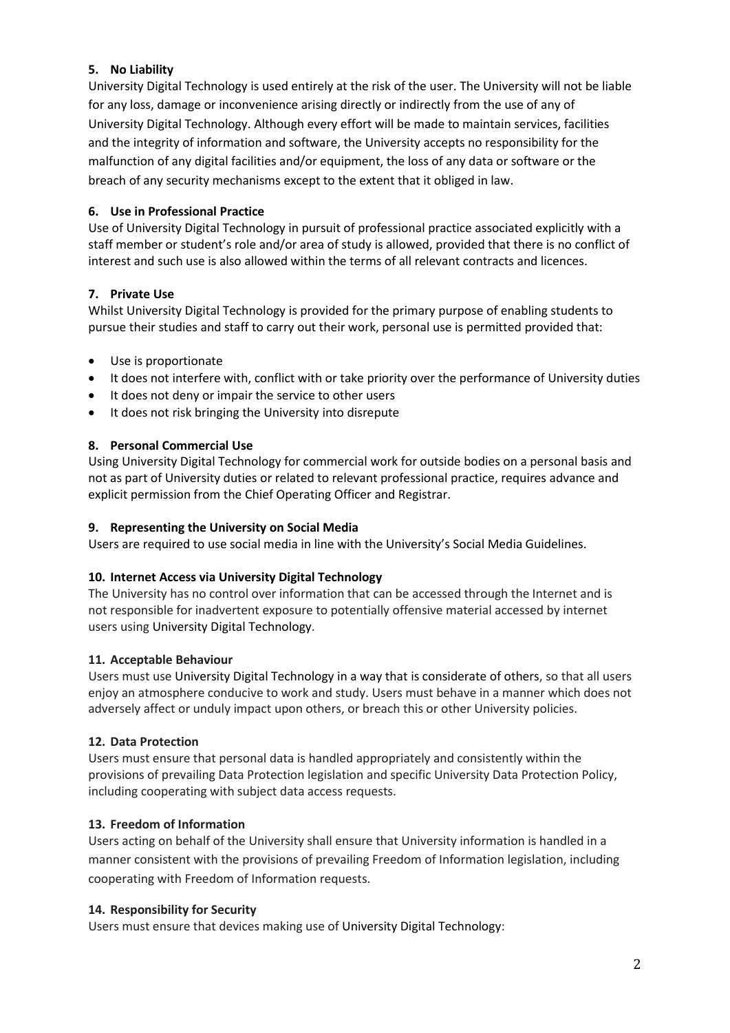### 5. No Liability

University Digital Technology is used entirely at the risk of the user. The University will not be liable for any loss, damage or inconvenience arising directly or indirectly from the use of any of University Digital Technology. Although every effort will be made to maintain services, facilities and the integrity of information and software, the University accepts no responsibility for the malfunction of any digital facilities and/or equipment, the loss of any data or software or the breach of any security mechanisms except to the extent that it obliged in law.

### 6. Use in Professional Practice

Use of University Digital Technology in pursuit of professional practice associated explicitly with a staff member or student's role and/or area of study is allowed, provided that there is no conflict of interest and such use is also allowed within the terms of all relevant contracts and licences.

### 7. Private Use

Whilst University Digital Technology is provided for the primary purpose of enabling students to pursue their studies and staff to carry out their work, personal use is permitted provided that:

- Use is proportionate
- It does not interfere with, conflict with or take priority over the performance of University duties
- It does not deny or impair the service to other users
- It does not risk bringing the University into disrepute

### 8. Personal Commercial Use

Using University Digital Technology for commercial work for outside bodies on a personal basis and not as part of University duties or related to relevant professional practice, requires advance and explicit permission from the Chief Operating Officer and Registrar.

### 9. Representing the University on Social Media

Users are required to use social media in line with the University's Social Media Guidelines.

### 10. Internet Access via University Digital Technology

The University has no control over information that can be accessed through the Internet and is not responsible for inadvertent exposure to potentially offensive material accessed by internet users using University Digital Technology.

### 11. Acceptable Behaviour

Users must use University Digital Technology in a way that is considerate of others, so that all users enjoy an atmosphere conducive to work and study. Users must behave in a manner which does not adversely affect or unduly impact upon others, or breach this or other University policies.

### 12. Data Protection

Users must ensure that personal data is handled appropriately and consistently within the provisions of prevailing Data Protection legislation and specific University Data Protection Policy, including cooperating with subject data access requests.

### 13. Freedom of Information

Users acting on behalf of the University shall ensure that University information is handled in a manner consistent with the provisions of prevailing Freedom of Information legislation, including cooperating with Freedom of Information requests.

### 14. Responsibility for Security

Users must ensure that devices making use of University Digital Technology: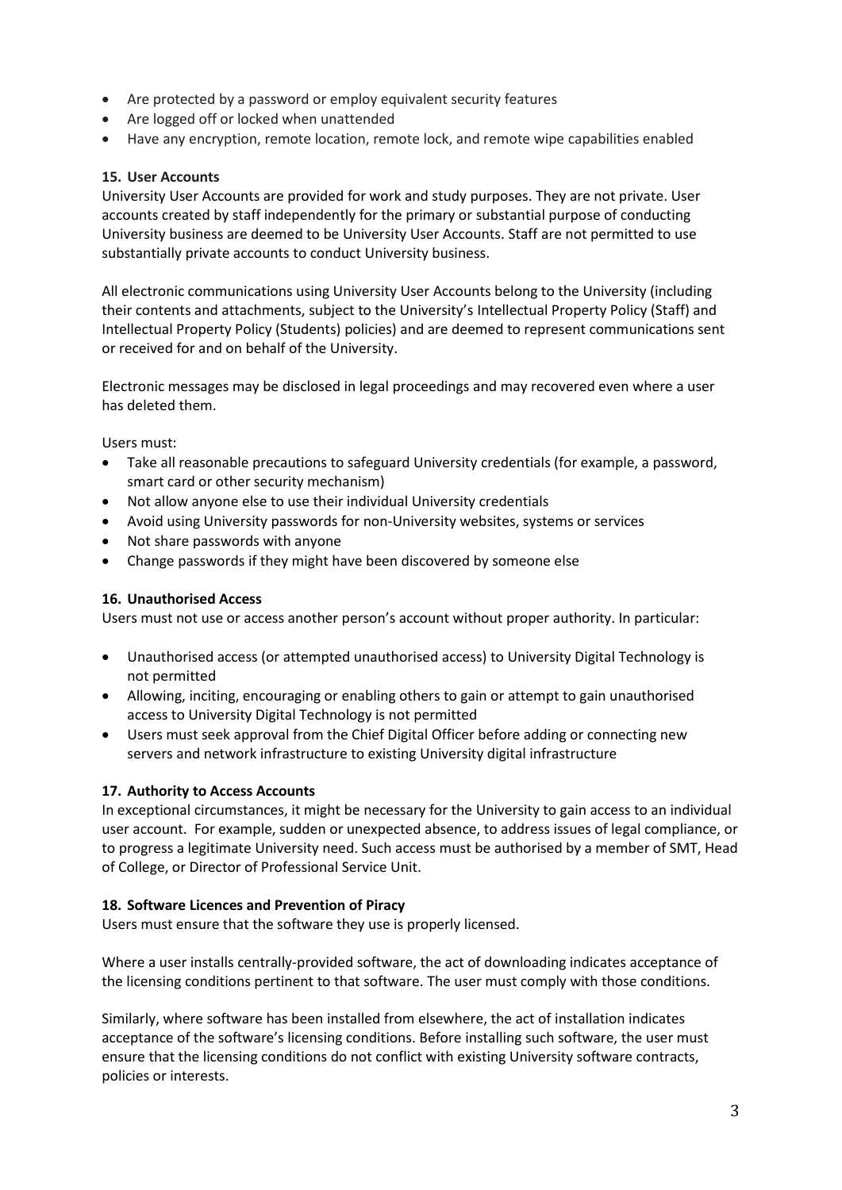- Are protected by a password or employ equivalent security features
- Are logged off or locked when unattended
- Have any encryption, remote location, remote lock, and remote wipe capabilities enabled

**15. User Accounts**

University User Accounts are provided for work and study purposes. They are not private. User accounts created by staff independently for the primary or substantial purpose of conducting University business are deemed to be University User Accounts. Staff are not permitted to use substantially private accounts to conduct University business.

All electronic communications using University User Accounts belong to the University (including their contents and attachments, subject to the University's Intellectual Property Policy (Staff) and Intellectual Property Policy (Students) policies) and are deemed to represent communications sent or received for and on behalf of the University.

Electronic messages may be disclosed in legal proceedings and may recovered even where a user has deleted them.

Users must:

- Take all reasonable precautions to safeguard University credentials (for example, a password, smart card or other security mechanism)
- Not allow anyone else to use their individual University credentials
- Avoid using University passwords for non-University websites, systems or services
- Not share passwords with anyone
- Change passwords if they might have been discovered by someone else

**16. Unauthorised Access**

Users must not use or access another person's account without proper authority. In particular:

- Unauthorised access (or attempted unauthorised access) to University Digital Technology is not permitted
- Allowing, inciting, encouraging or enabling others to gain or attempt to gain unauthorised access to University Digital Technology is not permitted
- Users must seek approval from the Chief Digital Officer before adding or connecting new servers and network infrastructure to existing University digital infrastructure

**17. Authority to Access Accounts**

In exceptional circumstances, it might be necessary for the University to gain access to an individual user account. For example, sudden or unexpected absence, to address issues of legal compliance, or to progress a legitimate University need. Such access must be authorised by a member of SMT, Head of College, or Director of Professional Service Unit.

**18. Software Licences and Prevention of Piracy**

Users must ensure that the software they use is properly licensed.

Where a user installs centrally-provided software, the act of downloading indicates acceptance of the licensing conditions pertinent to that software. The user must comply with those conditions.

Similarly, where software has been installed from elsewhere, the act of installation indicates acceptance of the software's licensing conditions. Before installing such software, the user must ensure that the licensing conditions do not conflict with existing University software contracts, policies or interests.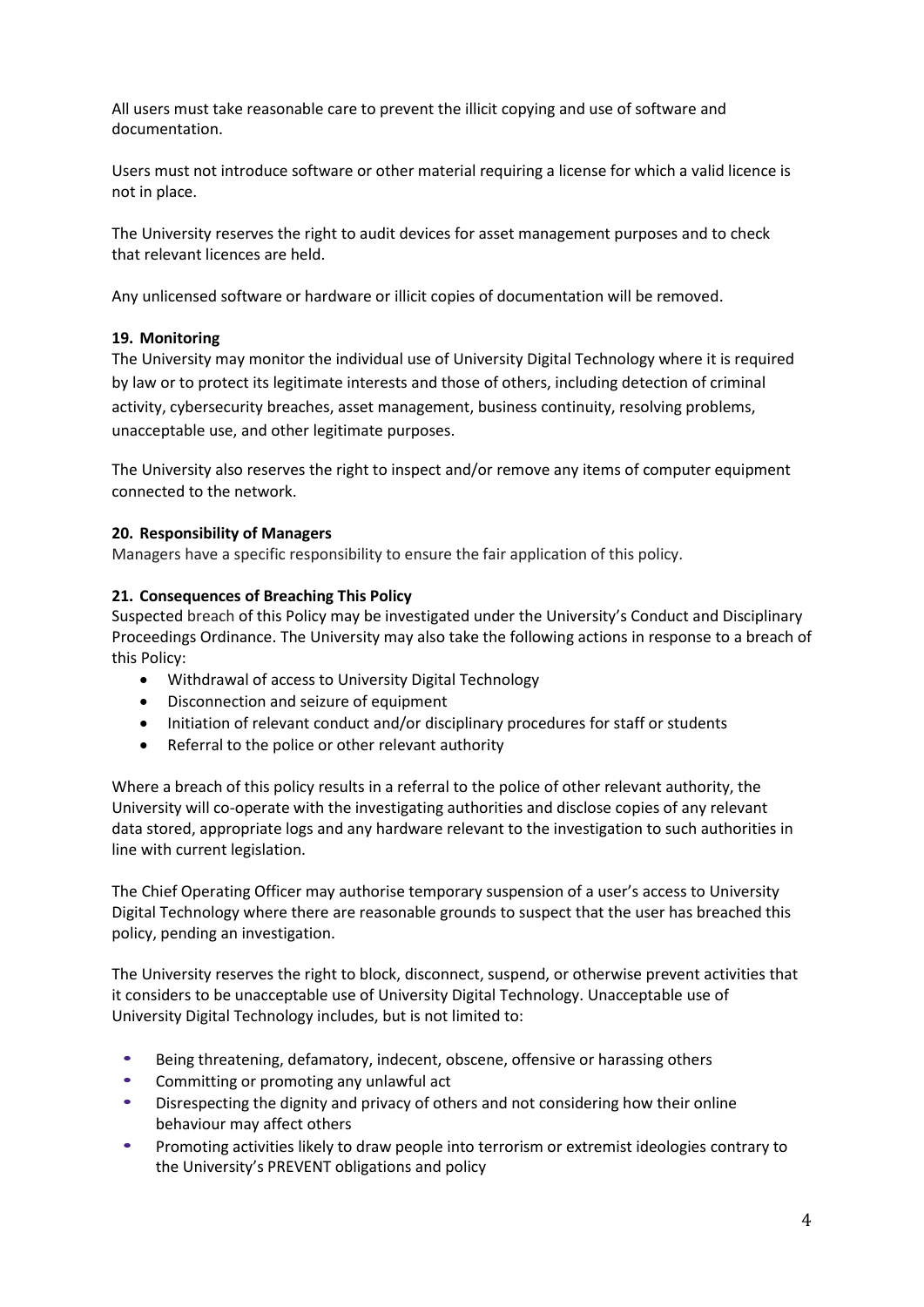All users must take reasonable care to prevent the illicit copying and use of software and documentation.

Users must not introduce software or other material requiring a license for which a valid licence is not in place.

The University reserves the right to audit devices for asset management purposes and to check that relevant licences are held.

Any unlicensed software or hardware or illicit copies of documentation will be removed.

### 19. Monitoring

The University may monitor the individual use of University Digital Technology where it is required by law or to protect its legitimate interests and those of others, including detection of criminal activity, cybersecurity breaches, asset management, business continuity, resolving problems, unacceptable use, and other legitimate purposes.

The University also reserves the right to inspect and/or remove any items of computer equipment connected to the network.

### 20. Responsibility of Managers

Managers have a specific responsibility to ensure the fair application of this policy.

### 21. Consequences of Breaching This Policy

Suspected breach of this Policy may be investigated under the University's Conduct and Disciplinary Proceedings Ordinance. The University may also take the following actions in response to a breach of this Policy:

- Withdrawal of access to University Digital Technology
- Disconnection and seizure of equipment
- Initiation of relevant conduct and/or disciplinary procedures for staff or students
- Referral to the police or other relevant authority

Where a breach of this policy results in a referral to the police of other relevant authority, the University will co-operate with the investigating authorities and disclose copies of any relevant data stored, appropriate logs and any hardware relevant to the investigation to such authorities in line with current legislation.

The Chief Operating Officer may authorise temporary suspension of a user's access to University Digital Technology where there are reasonable grounds to suspect that the user has breached this policy, pending an investigation.

The University reserves the right to block, disconnect, suspend, or otherwise prevent activities that it considers to be unacceptable use of University Digital Technology. Unacceptable use of University Digital Technology includes, but is not limited to:

- Being threatening, defamatory, indecent, obscene, offensive or harassing others
- Committing or promoting any unlawful act
- Disrespecting the dignity and privacy of others and not considering how their online behaviour may affect others
- Promoting activities likely to draw people into terrorism or extremist ideologies contrary to the University's PREVENT obligations and policy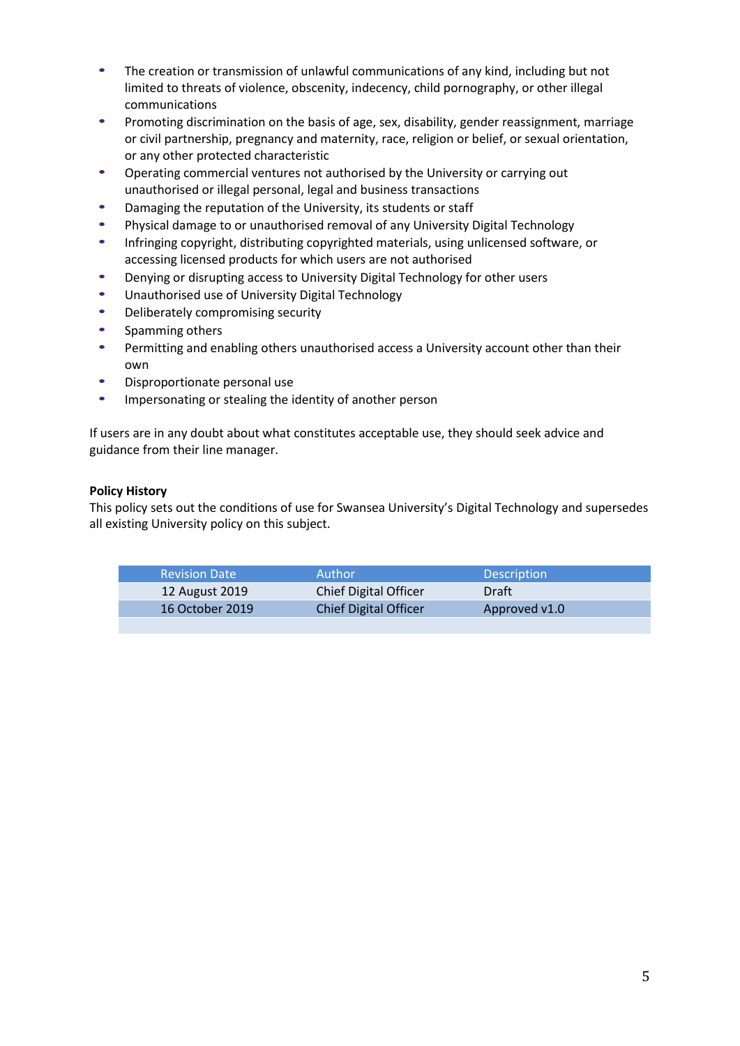- The creation or transmission of unlawful communications of any kind, including but not limited to threats of violence, obscenity, indecency, child pornography, or other illegal communications
- Promoting discrimination on the basis of age, sex, disability, gender reassignment, marriage or civil partnership, pregnancy and maternity, race, religion or belief, or sexual orientation, or any other protected characteristic
- Operating commercial ventures not authorised by the University or carrying out unauthorised or illegal personal, legal and business transactions
- Damaging the reputation of the University, its students or staff
- Physical damage to or unauthorised removal of any University Digital Technology
- Infringing copyright, distributing copyrighted materials, using unlicensed software, or accessing licensed products for which users are not authorised
- Denying or disrupting access to University Digital Technology for other users
- Unauthorised use of University Digital Technology
- Deliberately compromising security
- Spamming others
- Permitting and enabling others unauthorised access a University account other than their own
- Disproportionate personal use
- Impersonating or stealing the identity of another person

If users are in any doubt about what constitutes acceptable use, they should seek advice and guidance from their line manager.

**Policy History**

This policy sets out the conditions of use for Swansea University's Digital Technology and supersedes all existing University policy on this subject.

| Revision Date | Author | Description |
|---|---|---|
| 12 August 2019 | Chief Digital Officer | Draft |
| 16 October 2019 | Chief Digital Officer | Approved v1.0 |
| | | |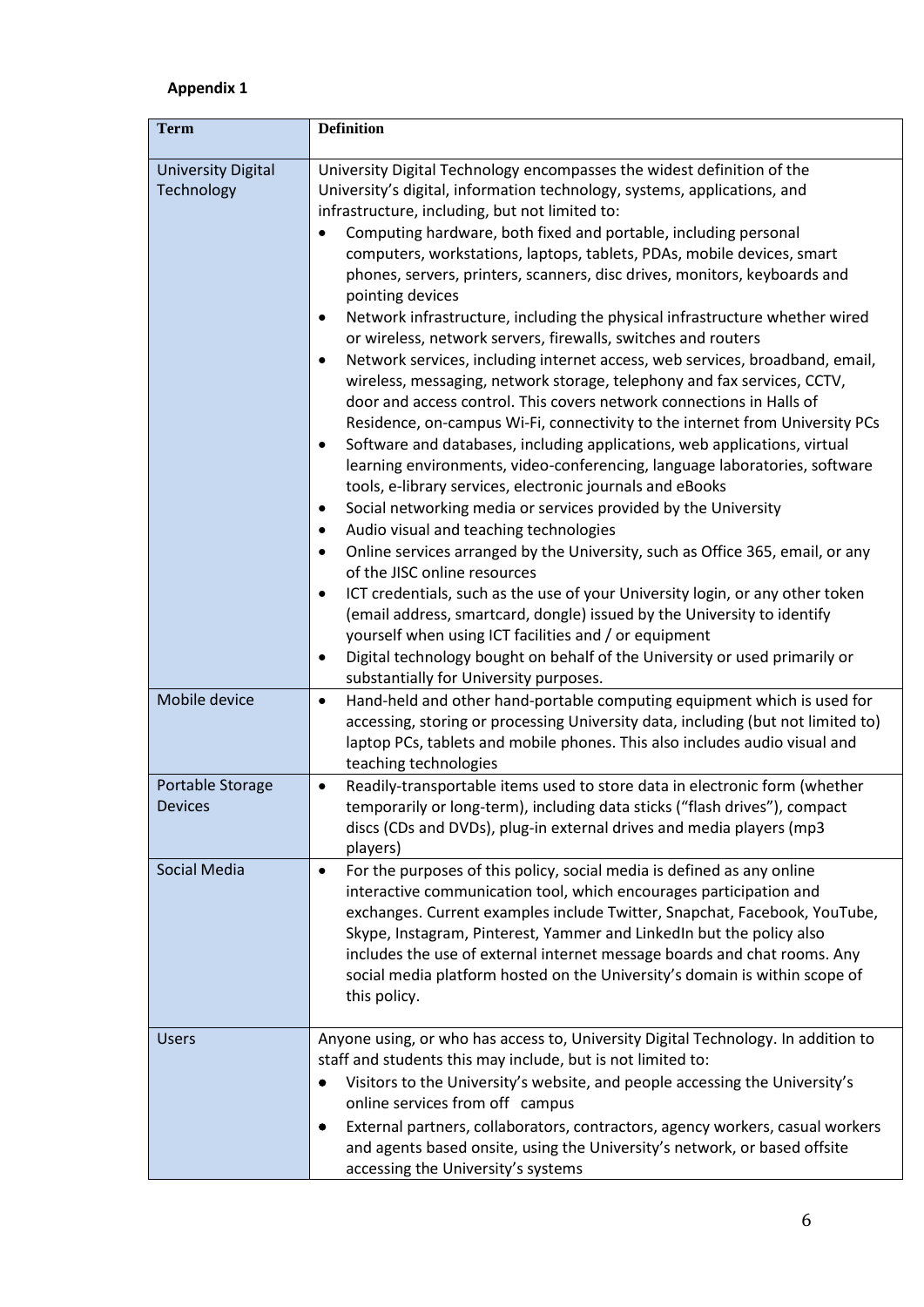**Appendix 1**

| Term | Definition |
| --- | --- |
| University Digital Technology | University Digital Technology encompasses the widest definition of the University's digital, information technology, systems, applications, and infrastructure, including, but not limited to:<br>• Computing hardware, both fixed and portable, including personal computers, workstations, laptops, tablets, PDAs, mobile devices, smart phones, servers, printers, scanners, disc drives, monitors, keyboards and pointing devices<br>• Network infrastructure, including the physical infrastructure whether wired or wireless, network servers, firewalls, switches and routers<br>• Network services, including internet access, web services, broadband, email, wireless, messaging, network storage, telephony and fax services, CCTV, door and access control. This covers network connections in Halls of Residence, on-campus Wi-Fi, connectivity to the internet from University PCs<br>• Software and databases, including applications, web applications, virtual learning environments, video-conferencing, language laboratories, software tools, e-library services, electronic journals and eBooks<br>• Social networking media or services provided by the University<br>• Audio visual and teaching technologies<br>• Online services arranged by the University, such as Office 365, email, or any of the JISC online resources<br>• ICT credentials, such as the use of your University login, or any other token (email address, smartcard, dongle) issued by the University to identify yourself when using ICT facilities and / or equipment<br>• Digital technology bought on behalf of the University or used primarily or substantially for University purposes. |
| Mobile device | • Hand-held and other hand-portable computing equipment which is used for accessing, storing or processing University data, including (but not limited to) laptop PCs, tablets and mobile phones. This also includes audio visual and teaching technologies |
| Portable Storage Devices | • Readily-transportable items used to store data in electronic form (whether temporarily or long-term), including data sticks ("flash drives"), compact discs (CDs and DVDs), plug-in external drives and media players (mp3 players) |
| Social Media | • For the purposes of this policy, social media is defined as any online interactive communication tool, which encourages participation and exchanges. Current examples include Twitter, Snapchat, Facebook, YouTube, Skype, Instagram, Pinterest, Yammer and LinkedIn but the policy also includes the use of external internet message boards and chat rooms. Any social media platform hosted on the University's domain is within scope of this policy. |
| Users | Anyone using, or who has access to, University Digital Technology. In addition to staff and students this may include, but is not limited to:<br>• Visitors to the University's website, and people accessing the University's online services from off campus<br>• External partners, collaborators, contractors, agency workers, casual workers and agents based onsite, using the University's network, or based offsite accessing the University's systems |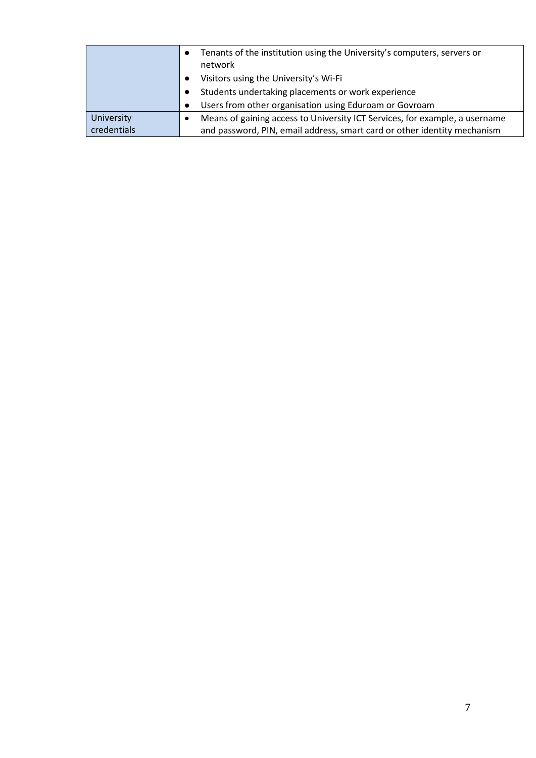| | |
|---|---|
| | • Tenants of the institution using the University's computers, servers or network<br>• Visitors using the University's Wi-Fi<br>• Students undertaking placements or work experience<br>• Users from other organisation using Eduroam or Govroam |
| University credentials | • Means of gaining access to University ICT Services, for example, a username and password, PIN, email address, smart card or other identity mechanism |